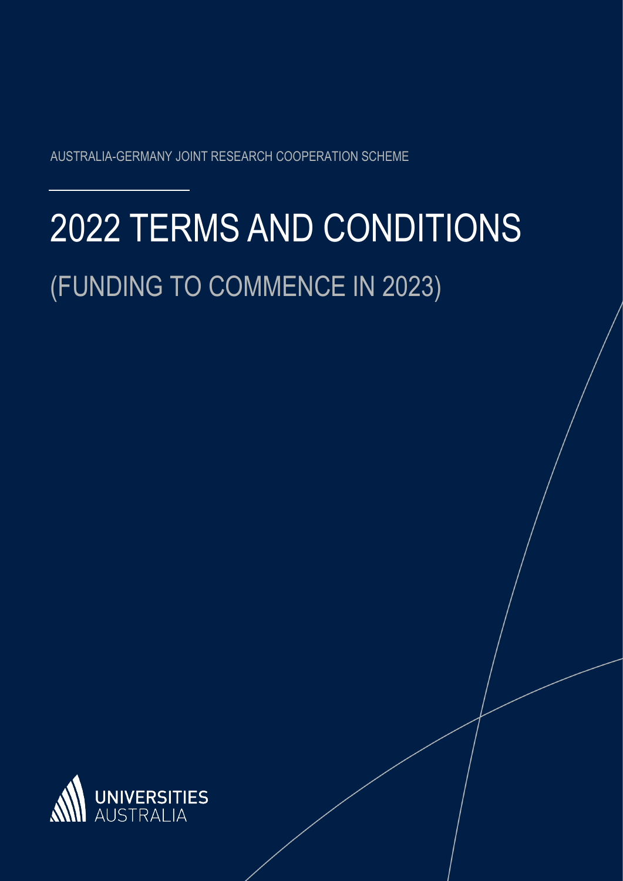AUSTRALIA-GERMANY JOINT RESEARCH COOPERATION SCHEME

# 2022 TERMS AND CONDITIONS

## (FUNDING TO COMMENCE IN 2023)

UNIVERSITIES AUSTRALIA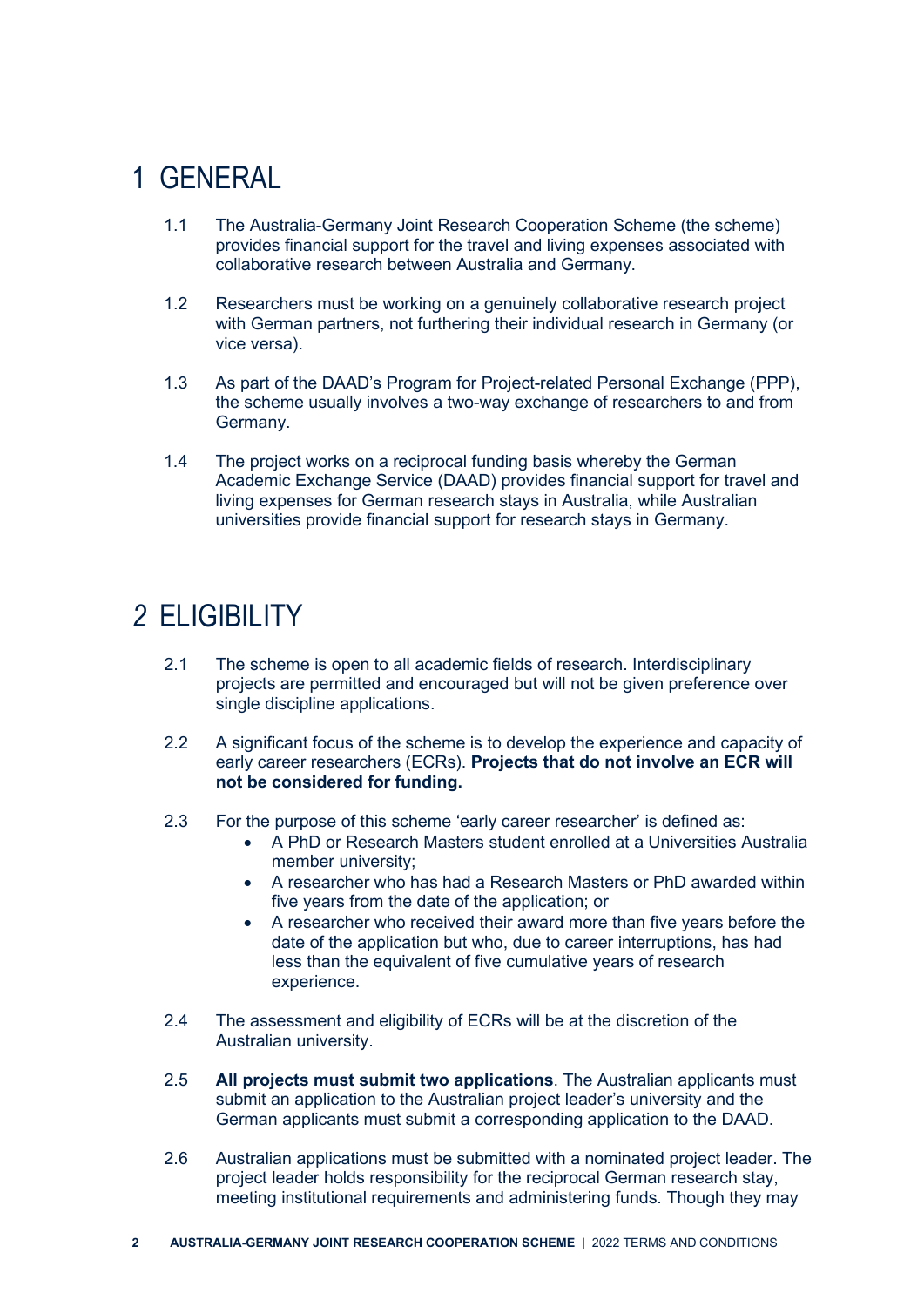# 1 GENERAL

1.1 The Australia-Germany Joint Research Cooperation Scheme (the scheme) provides financial support for the travel and living expenses associated with collaborative research between Australia and Germany.

1.2 Researchers must be working on a genuinely collaborative research project with German partners, not furthering their individual research in Germany (or vice versa).

1.3 As part of the DAAD's Program for Project-related Personal Exchange (PPP), the scheme usually involves a two-way exchange of researchers to and from Germany.

1.4 The project works on a reciprocal funding basis whereby the German Academic Exchange Service (DAAD) provides financial support for travel and living expenses for German research stays in Australia, while Australian universities provide financial support for research stays in Germany.

# 2 ELIGIBILITY

2.1 The scheme is open to all academic fields of research. Interdisciplinary projects are permitted and encouraged but will not be given preference over single discipline applications.

2.2 A significant focus of the scheme is to develop the experience and capacity of early career researchers (ECRs). **Projects that do not involve an ECR will not be considered for funding.**

2.3 For the purpose of this scheme 'early career researcher' is defined as:

- A PhD or Research Masters student enrolled at a Universities Australia member university;
- A researcher who has had a Research Masters or PhD awarded within five years from the date of the application; or
- A researcher who received their award more than five years before the date of the application but who, due to career interruptions, has had less than the equivalent of five cumulative years of research experience.

2.4 The assessment and eligibility of ECRs will be at the discretion of the Australian university.

2.5 **All projects must submit two applications**. The Australian applicants must submit an application to the Australian project leader's university and the German applicants must submit a corresponding application to the DAAD.

2.6 Australian applications must be submitted with a nominated project leader. The project leader holds responsibility for the reciprocal German research stay, meeting institutional requirements and administering funds. Though they may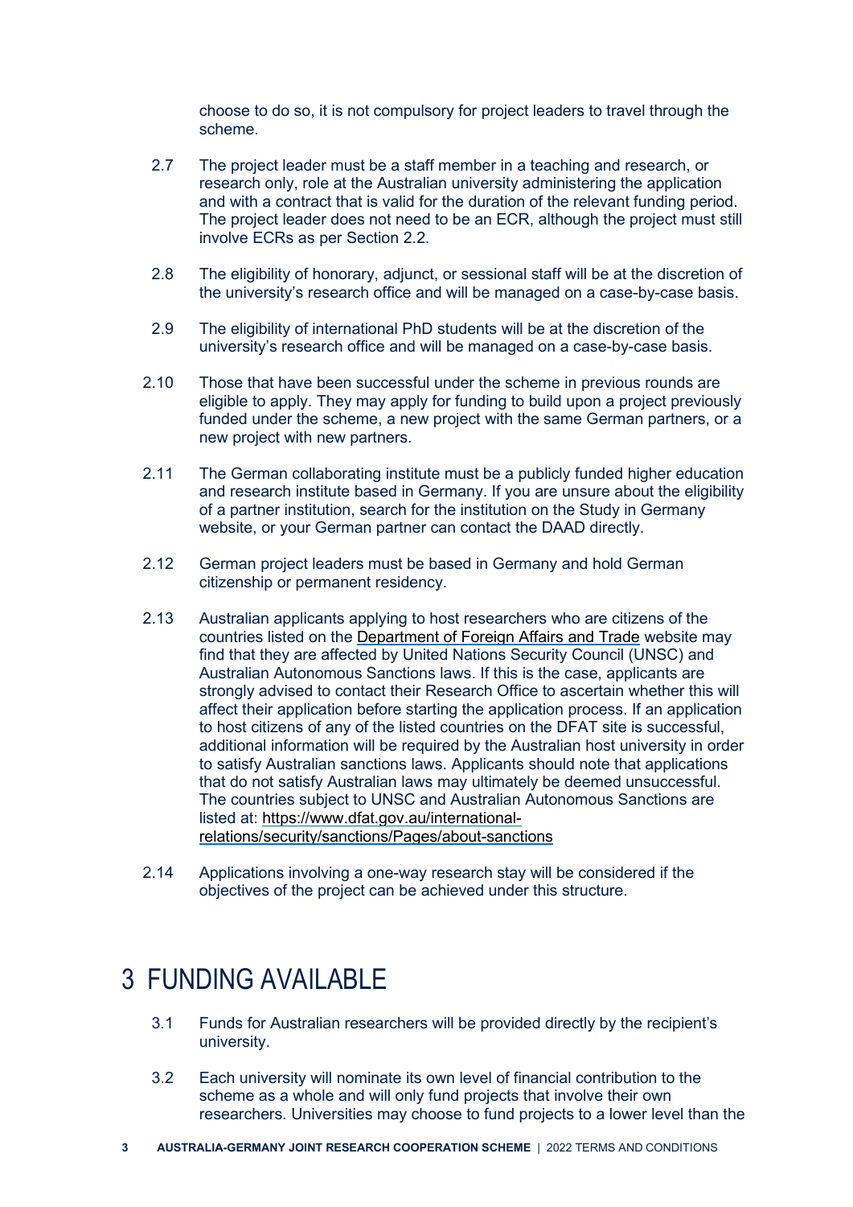choose to do so, it is not compulsory for project leaders to travel through the scheme.

2.7 The project leader must be a staff member in a teaching and research, or research only, role at the Australian university administering the application and with a contract that is valid for the duration of the relevant funding period. The project leader does not need to be an ECR, although the project must still involve ECRs as per Section 2.2.

2.8 The eligibility of honorary, adjunct, or sessional staff will be at the discretion of the university's research office and will be managed on a case-by-case basis.

2.9 The eligibility of international PhD students will be at the discretion of the university's research office and will be managed on a case-by-case basis.

2.10 Those that have been successful under the scheme in previous rounds are eligible to apply. They may apply for funding to build upon a project previously funded under the scheme, a new project with the same German partners, or a new project with new partners.

2.11 The German collaborating institute must be a publicly funded higher education and research institute based in Germany. If you are unsure about the eligibility of a partner institution, search for the institution on the Study in Germany website, or your German partner can contact the DAAD directly.

2.12 German project leaders must be based in Germany and hold German citizenship or permanent residency.

2.13 Australian applicants applying to host researchers who are citizens of the countries listed on the Department of Foreign Affairs and Trade website may find that they are affected by United Nations Security Council (UNSC) and Australian Autonomous Sanctions laws. If this is the case, applicants are strongly advised to contact their Research Office to ascertain whether this will affect their application before starting the application process. If an application to host citizens of any of the listed countries on the DFAT site is successful, additional information will be required by the Australian host university in order to satisfy Australian sanctions laws. Applicants should note that applications that do not satisfy Australian laws may ultimately be deemed unsuccessful. The countries subject to UNSC and Australian Autonomous Sanctions are listed at: https://www.dfat.gov.au/international-relations/security/sanctions/Pages/about-sanctions

2.14 Applications involving a one-way research stay will be considered if the objectives of the project can be achieved under this structure.

# 3 FUNDING AVAILABLE

3.1 Funds for Australian researchers will be provided directly by the recipient's university.

3.2 Each university will nominate its own level of financial contribution to the scheme as a whole and will only fund projects that involve their own researchers. Universities may choose to fund projects to a lower level than the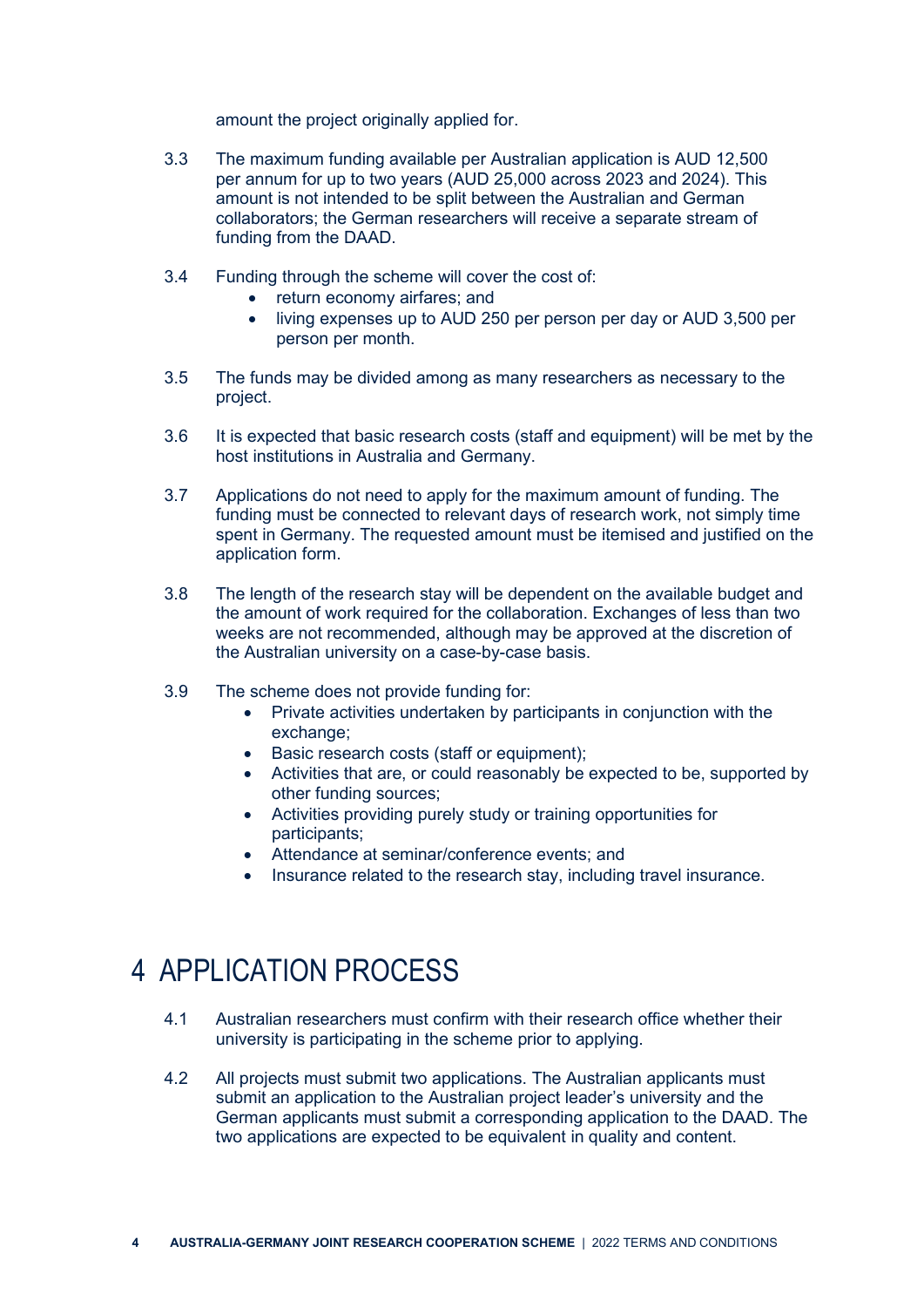amount the project originally applied for.

3.3 The maximum funding available per Australian application is AUD 12,500 per annum for up to two years (AUD 25,000 across 2023 and 2024). This amount is not intended to be split between the Australian and German collaborators; the German researchers will receive a separate stream of funding from the DAAD.

3.4 Funding through the scheme will cover the cost of:

- return economy airfares; and
- living expenses up to AUD 250 per person per day or AUD 3,500 per person per month.

3.5 The funds may be divided among as many researchers as necessary to the project.

3.6 It is expected that basic research costs (staff and equipment) will be met by the host institutions in Australia and Germany.

3.7 Applications do not need to apply for the maximum amount of funding. The funding must be connected to relevant days of research work, not simply time spent in Germany. The requested amount must be itemised and justified on the application form.

3.8 The length of the research stay will be dependent on the available budget and the amount of work required for the collaboration. Exchanges of less than two weeks are not recommended, although may be approved at the discretion of the Australian university on a case-by-case basis.

3.9 The scheme does not provide funding for:

- Private activities undertaken by participants in conjunction with the exchange;
- Basic research costs (staff or equipment);
- Activities that are, or could reasonably be expected to be, supported by other funding sources;
- Activities providing purely study or training opportunities for participants;
- Attendance at seminar/conference events; and
- Insurance related to the research stay, including travel insurance.

# 4 APPLICATION PROCESS

4.1 Australian researchers must confirm with their research office whether their university is participating in the scheme prior to applying.

4.2 All projects must submit two applications. The Australian applicants must submit an application to the Australian project leader's university and the German applicants must submit a corresponding application to the DAAD. The two applications are expected to be equivalent in quality and content.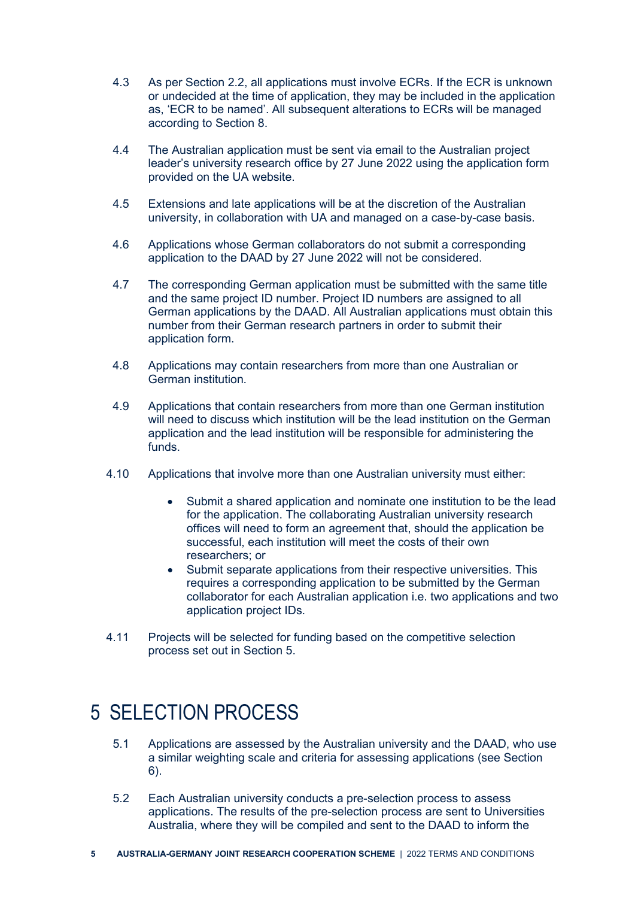4.3 As per Section 2.2, all applications must involve ECRs. If the ECR is unknown or undecided at the time of application, they may be included in the application as, 'ECR to be named'. All subsequent alterations to ECRs will be managed according to Section 8.

4.4 The Australian application must be sent via email to the Australian project leader's university research office by 27 June 2022 using the application form provided on the UA website.

4.5 Extensions and late applications will be at the discretion of the Australian university, in collaboration with UA and managed on a case-by-case basis.

4.6 Applications whose German collaborators do not submit a corresponding application to the DAAD by 27 June 2022 will not be considered.

4.7 The corresponding German application must be submitted with the same title and the same project ID number. Project ID numbers are assigned to all German applications by the DAAD. All Australian applications must obtain this number from their German research partners in order to submit their application form.

4.8 Applications may contain researchers from more than one Australian or German institution.

4.9 Applications that contain researchers from more than one German institution will need to discuss which institution will be the lead institution on the German application and the lead institution will be responsible for administering the funds.

4.10 Applications that involve more than one Australian university must either:

- Submit a shared application and nominate one institution to be the lead for the application. The collaborating Australian university research offices will need to form an agreement that, should the application be successful, each institution will meet the costs of their own researchers; or
- Submit separate applications from their respective universities. This requires a corresponding application to be submitted by the German collaborator for each Australian application i.e. two applications and two application project IDs.

4.11 Projects will be selected for funding based on the competitive selection process set out in Section 5.

# 5 SELECTION PROCESS

5.1 Applications are assessed by the Australian university and the DAAD, who use a similar weighting scale and criteria for assessing applications (see Section 6).

5.2 Each Australian university conducts a pre-selection process to assess applications. The results of the pre-selection process are sent to Universities Australia, where they will be compiled and sent to the DAAD to inform the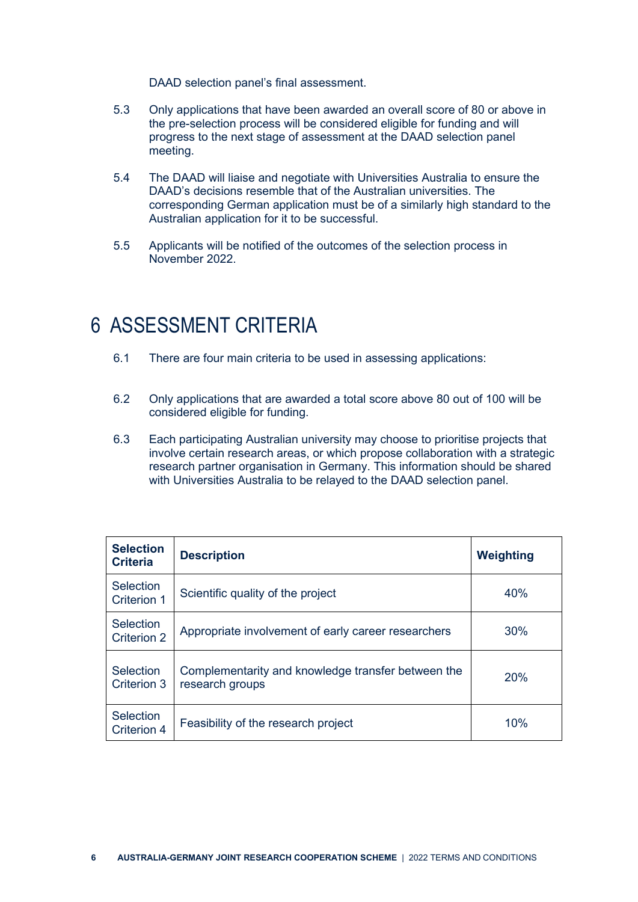DAAD selection panel's final assessment.

5.3 Only applications that have been awarded an overall score of 80 or above in the pre-selection process will be considered eligible for funding and will progress to the next stage of assessment at the DAAD selection panel meeting.

5.4 The DAAD will liaise and negotiate with Universities Australia to ensure the DAAD's decisions resemble that of the Australian universities. The corresponding German application must be of a similarly high standard to the Australian application for it to be successful.

5.5 Applicants will be notified of the outcomes of the selection process in November 2022.

# 6 ASSESSMENT CRITERIA

6.1 There are four main criteria to be used in assessing applications:

6.2 Only applications that are awarded a total score above 80 out of 100 will be considered eligible for funding.

6.3 Each participating Australian university may choose to prioritise projects that involve certain research areas, or which propose collaboration with a strategic research partner organisation in Germany. This information should be shared with Universities Australia to be relayed to the DAAD selection panel.

| Selection Criteria | Description | Weighting |
|---|---|---|
| Selection Criterion 1 | Scientific quality of the project | 40% |
| Selection Criterion 2 | Appropriate involvement of early career researchers | 30% |
| Selection Criterion 3 | Complementarity and knowledge transfer between the research groups | 20% |
| Selection Criterion 4 | Feasibility of the research project | 10% |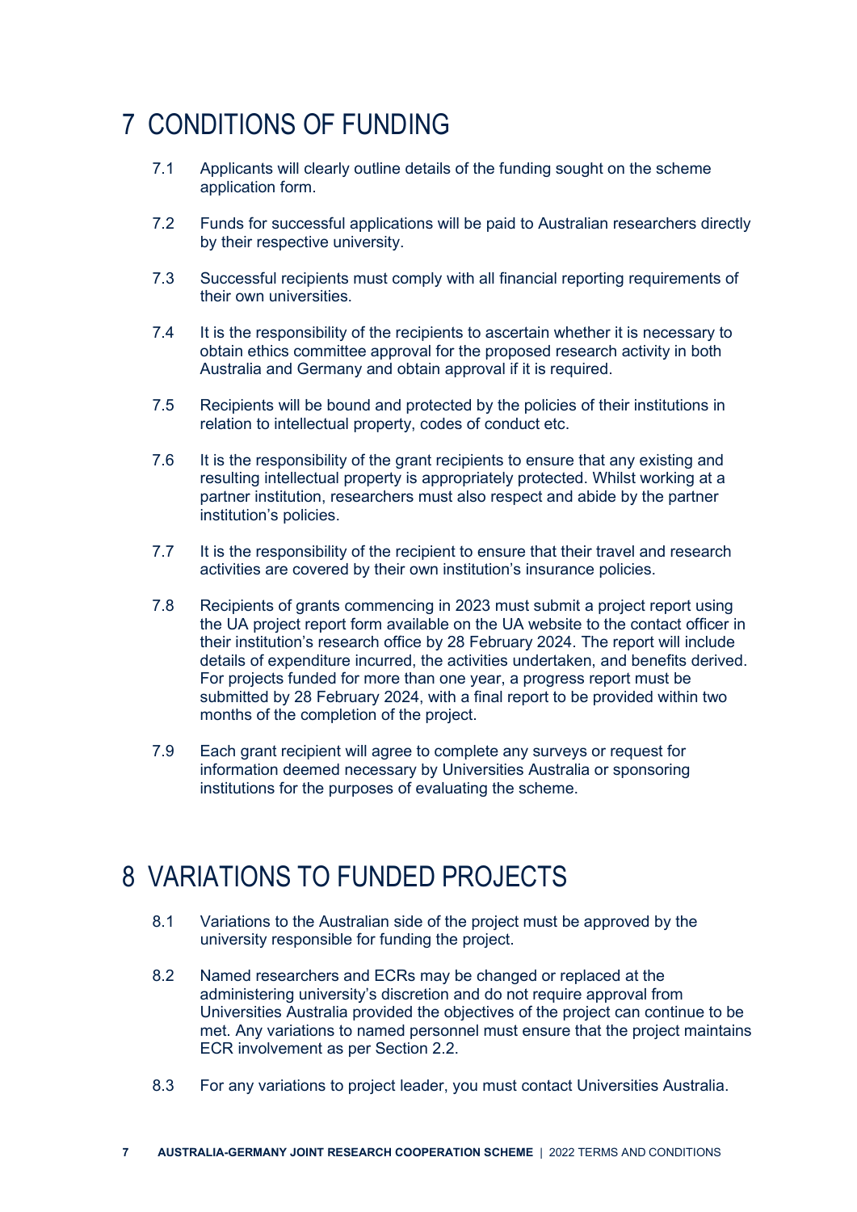# 7 CONDITIONS OF FUNDING

7.1 Applicants will clearly outline details of the funding sought on the scheme application form.

7.2 Funds for successful applications will be paid to Australian researchers directly by their respective university.

7.3 Successful recipients must comply with all financial reporting requirements of their own universities.

7.4 It is the responsibility of the recipients to ascertain whether it is necessary to obtain ethics committee approval for the proposed research activity in both Australia and Germany and obtain approval if it is required.

7.5 Recipients will be bound and protected by the policies of their institutions in relation to intellectual property, codes of conduct etc.

7.6 It is the responsibility of the grant recipients to ensure that any existing and resulting intellectual property is appropriately protected. Whilst working at a partner institution, researchers must also respect and abide by the partner institution's policies.

7.7 It is the responsibility of the recipient to ensure that their travel and research activities are covered by their own institution's insurance policies.

7.8 Recipients of grants commencing in 2023 must submit a project report using the UA project report form available on the UA website to the contact officer in their institution's research office by 28 February 2024. The report will include details of expenditure incurred, the activities undertaken, and benefits derived. For projects funded for more than one year, a progress report must be submitted by 28 February 2024, with a final report to be provided within two months of the completion of the project.

7.9 Each grant recipient will agree to complete any surveys or request for information deemed necessary by Universities Australia or sponsoring institutions for the purposes of evaluating the scheme.

# 8 VARIATIONS TO FUNDED PROJECTS

8.1 Variations to the Australian side of the project must be approved by the university responsible for funding the project.

8.2 Named researchers and ECRs may be changed or replaced at the administering university's discretion and do not require approval from Universities Australia provided the objectives of the project can continue to be met. Any variations to named personnel must ensure that the project maintains ECR involvement as per Section 2.2.

8.3 For any variations to project leader, you must contact Universities Australia.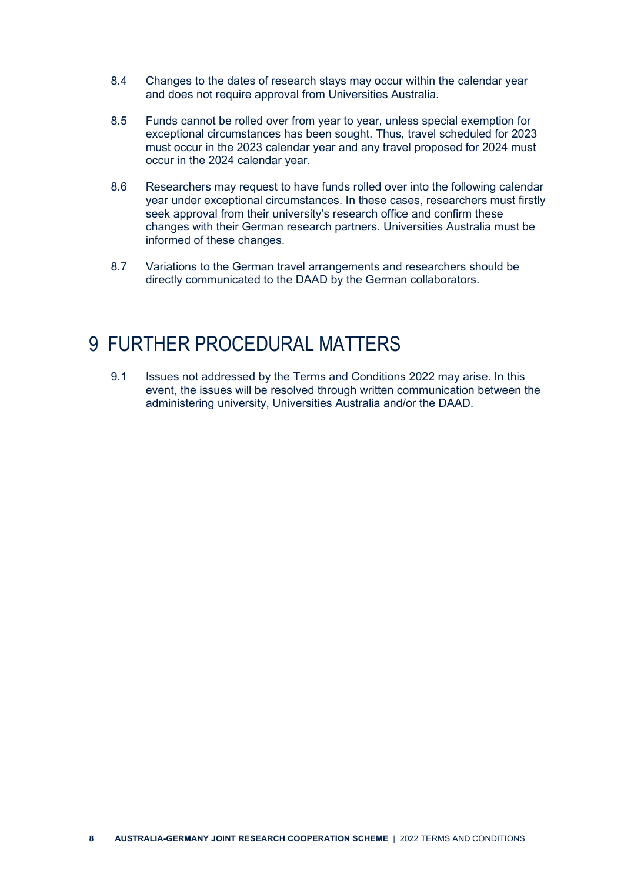8.4 Changes to the dates of research stays may occur within the calendar year and does not require approval from Universities Australia.

8.5 Funds cannot be rolled over from year to year, unless special exemption for exceptional circumstances has been sought. Thus, travel scheduled for 2023 must occur in the 2023 calendar year and any travel proposed for 2024 must occur in the 2024 calendar year.

8.6 Researchers may request to have funds rolled over into the following calendar year under exceptional circumstances. In these cases, researchers must firstly seek approval from their university's research office and confirm these changes with their German research partners. Universities Australia must be informed of these changes.

8.7 Variations to the German travel arrangements and researchers should be directly communicated to the DAAD by the German collaborators.

# 9 FURTHER PROCEDURAL MATTERS

9.1 Issues not addressed by the Terms and Conditions 2022 may arise. In this event, the issues will be resolved through written communication between the administering university, Universities Australia and/or the DAAD.